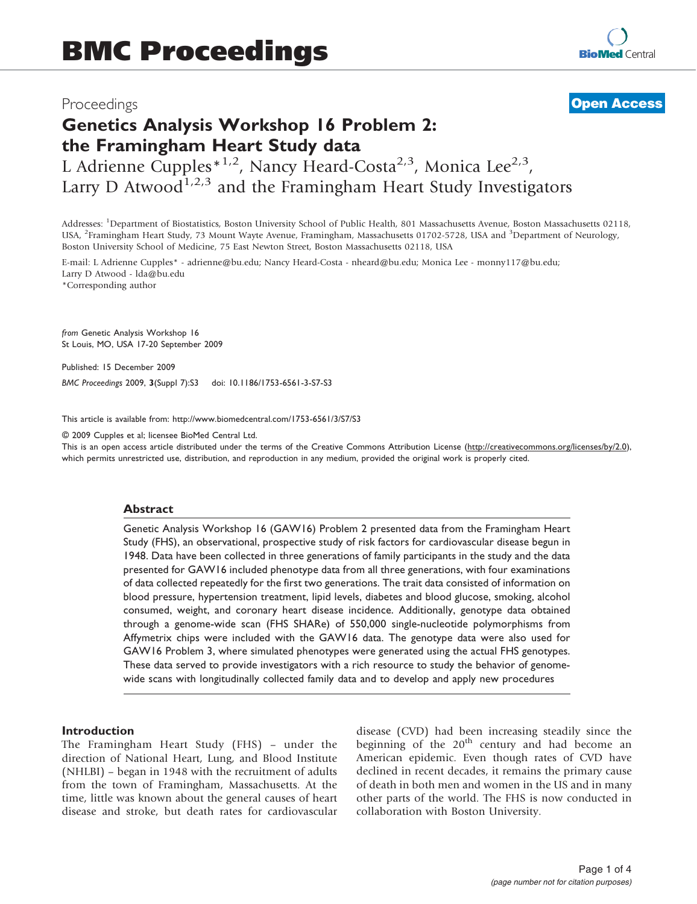# BMC Proceedings

Proceedings

**Open Access**

# Genetics Analysis Workshop 16 Problem 2: the Framingham Heart Study data

L Adrienne Cupples*[1,2], Nancy Heard-Costa[2,3], Monica Lee[2,3], Larry D Atwood[1,2,3] and the Framingham Heart Study Investigators

Addresses: [1]Department of Biostatistics, Boston University School of Public Health, 801 Massachusetts Avenue, Boston Massachusetts 02118, USA, [2]Framingham Heart Study, 73 Mount Wayte Avenue, Framingham, Massachusetts 01702-5728, USA and [3]Department of Neurology, Boston University School of Medicine, 75 East Newton Street, Boston Massachusetts 02118, USA

E-mail: L Adrienne Cupples* - adrienne@bu.edu; Nancy Heard-Costa - nheard@bu.edu; Monica Lee - monny117@bu.edu; Larry D Atwood - lda@bu.edu

*Corresponding author

*from* Genetic Analysis Workshop 16
St Louis, MO, USA 17-20 September 2009

Published: 15 December 2009

*BMC Proceedings* 2009, **3**(Suppl 7):S3 doi: 10.1186/1753-6561-3-S7-S3

This article is available from: http://www.biomedcentral.com/1753-6561/3/S7/S3

© 2009 Cupples et al; licensee BioMed Central Ltd.
This is an open access article distributed under the terms of the Creative Commons Attribution License (http://creativecommons.org/licenses/by/2.0), which permits unrestricted use, distribution, and reproduction in any medium, provided the original work is properly cited.

## Abstract

Genetic Analysis Workshop 16 (GAW16) Problem 2 presented data from the Framingham Heart Study (FHS), an observational, prospective study of risk factors for cardiovascular disease begun in 1948. Data have been collected in three generations of family participants in the study and the data presented for GAW16 included phenotype data from all three generations, with four examinations of data collected repeatedly for the first two generations. The trait data consisted of information on blood pressure, hypertension treatment, lipid levels, diabetes and blood glucose, smoking, alcohol consumed, weight, and coronary heart disease incidence. Additionally, genotype data obtained through a genome-wide scan (FHS SHARe) of 550,000 single-nucleotide polymorphisms from Affymetrix chips were included with the GAW16 data. The genotype data were also used for GAW16 Problem 3, where simulated phenotypes were generated using the actual FHS genotypes. These data served to provide investigators with a rich resource to study the behavior of genome-wide scans with longitudinally collected family data and to develop and apply new procedures

## Introduction

The Framingham Heart Study (FHS) – under the direction of National Heart, Lung, and Blood Institute (NHLBI) – began in 1948 with the recruitment of adults from the town of Framingham, Massachusetts. At the time, little was known about the general causes of heart disease and stroke, but death rates for cardiovascular disease (CVD) had been increasing steadily since the beginning of the 20th century and had become an American epidemic. Even though rates of CVD have declined in recent decades, it remains the primary cause of death in both men and women in the US and in many other parts of the world. The FHS is now conducted in collaboration with Boston University.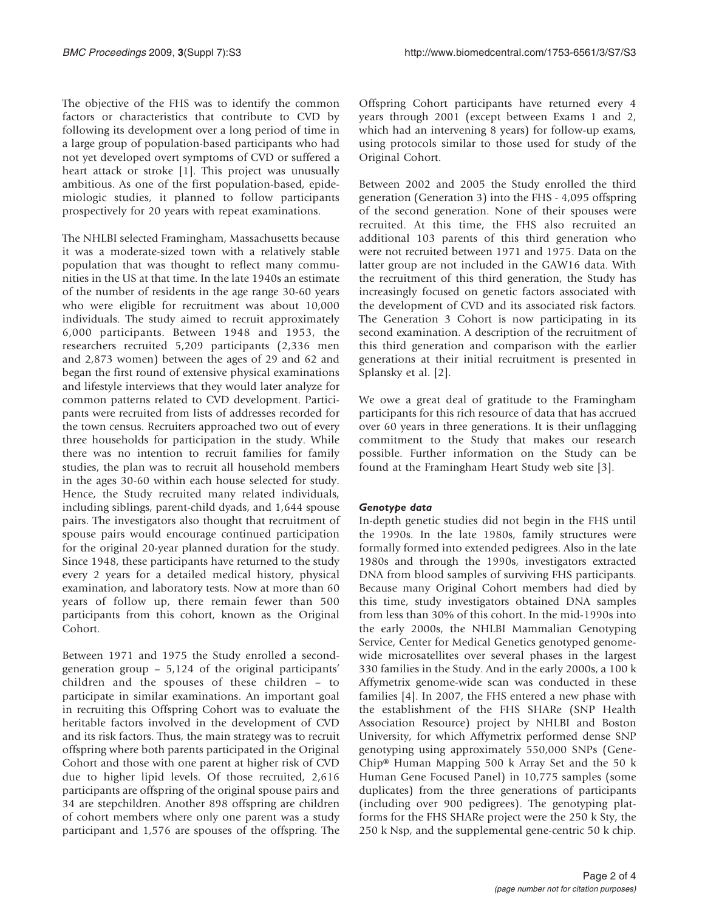The objective of the FHS was to identify the common factors or characteristics that contribute to CVD by following its development over a long period of time in a large group of population-based participants who had not yet developed overt symptoms of CVD or suffered a heart attack or stroke [1]. This project was unusually ambitious. As one of the first population-based, epidemiologic studies, it planned to follow participants prospectively for 20 years with repeat examinations.

The NHLBI selected Framingham, Massachusetts because it was a moderate-sized town with a relatively stable population that was thought to reflect many communities in the US at that time. In the late 1940s an estimate of the number of residents in the age range 30-60 years who were eligible for recruitment was about 10,000 individuals. The study aimed to recruit approximately 6,000 participants. Between 1948 and 1953, the researchers recruited 5,209 participants (2,336 men and 2,873 women) between the ages of 29 and 62 and began the first round of extensive physical examinations and lifestyle interviews that they would later analyze for common patterns related to CVD development. Participants were recruited from lists of addresses recorded for the town census. Recruiters approached two out of every three households for participation in the study. While there was no intention to recruit families for family studies, the plan was to recruit all household members in the ages 30-60 within each house selected for study. Hence, the Study recruited many related individuals, including siblings, parent-child dyads, and 1,644 spouse pairs. The investigators also thought that recruitment of spouse pairs would encourage continued participation for the original 20-year planned duration for the study. Since 1948, these participants have returned to the study every 2 years for a detailed medical history, physical examination, and laboratory tests. Now at more than 60 years of follow up, there remain fewer than 500 participants from this cohort, known as the Original Cohort.

Between 1971 and 1975 the Study enrolled a second-generation group – 5,124 of the original participants' children and the spouses of these children – to participate in similar examinations. An important goal in recruiting this Offspring Cohort was to evaluate the heritable factors involved in the development of CVD and its risk factors. Thus, the main strategy was to recruit offspring where both parents participated in the Original Cohort and those with one parent at higher risk of CVD due to higher lipid levels. Of those recruited, 2,616 participants are offspring of the original spouse pairs and 34 are stepchildren. Another 898 offspring are children of cohort members where only one parent was a study participant and 1,576 are spouses of the offspring. The Offspring Cohort participants have returned every 4 years through 2001 (except between Exams 1 and 2, which had an intervening 8 years) for follow-up exams, using protocols similar to those used for study of the Original Cohort.

Between 2002 and 2005 the Study enrolled the third generation (Generation 3) into the FHS - 4,095 offspring of the second generation. None of their spouses were recruited. At this time, the FHS also recruited an additional 103 parents of this third generation who were not recruited between 1971 and 1975. Data on the latter group are not included in the GAW16 data. With the recruitment of this third generation, the Study has increasingly focused on genetic factors associated with the development of CVD and its associated risk factors. The Generation 3 Cohort is now participating in its second examination. A description of the recruitment of this third generation and comparison with the earlier generations at their initial recruitment is presented in Splansky et al. [2].

We owe a great deal of gratitude to the Framingham participants for this rich resource of data that has accrued over 60 years in three generations. It is their unflagging commitment to the Study that makes our research possible. Further information on the Study can be found at the Framingham Heart Study web site [3].

### *Genotype data*

In-depth genetic studies did not begin in the FHS until the 1990s. In the late 1980s, family structures were formally formed into extended pedigrees. Also in the late 1980s and through the 1990s, investigators extracted DNA from blood samples of surviving FHS participants. Because many Original Cohort members had died by this time, study investigators obtained DNA samples from less than 30% of this cohort. In the mid-1990s into the early 2000s, the NHLBI Mammalian Genotyping Service, Center for Medical Genetics genotyped genome-wide microsatellites over several phases in the largest 330 families in the Study. And in the early 2000s, a 100 k Affymetrix genome-wide scan was conducted in these families [4]. In 2007, the FHS entered a new phase with the establishment of the FHS SHARe (SNP Health Association Resource) project by NHLBI and Boston University, for which Affymetrix performed dense SNP genotyping using approximately 550,000 SNPs (GeneChip® Human Mapping 500 k Array Set and the 50 k Human Gene Focused Panel) in 10,775 samples (some duplicates) from the three generations of participants (including over 900 pedigrees). The genotyping platforms for the FHS SHARe project were the 250 k Sty, the 250 k Nsp, and the supplemental gene-centric 50 k chip.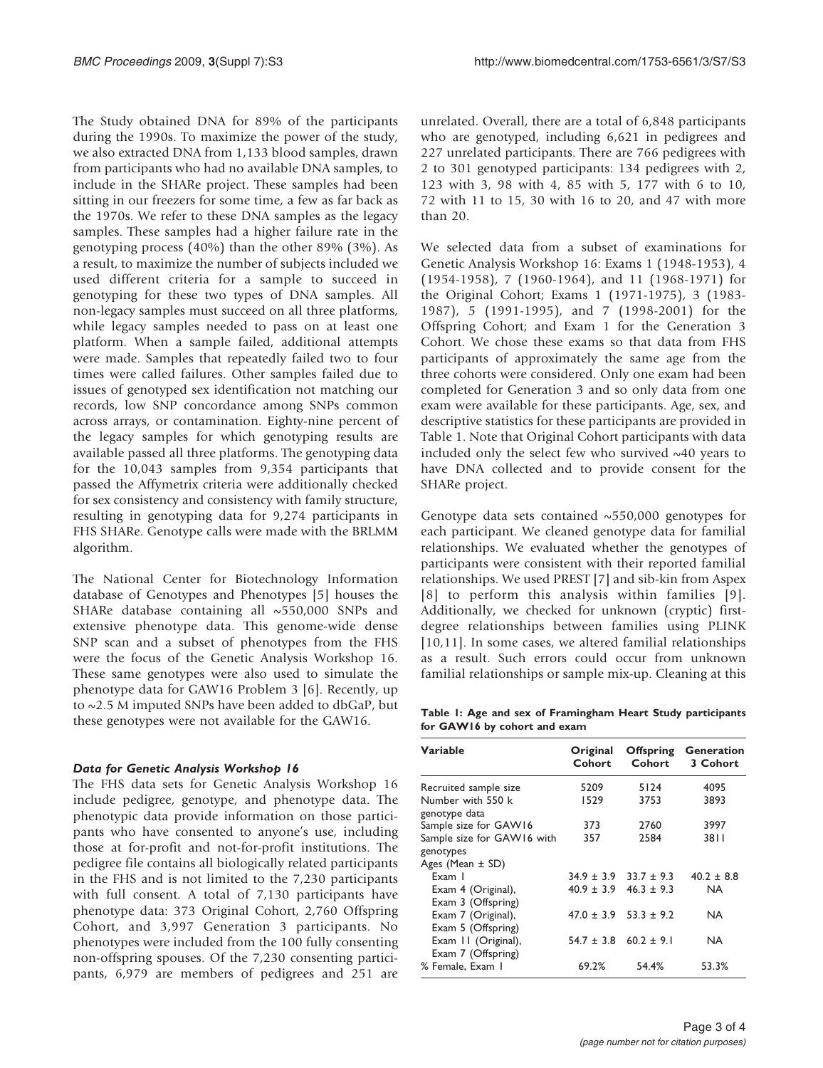The Study obtained DNA for 89% of the participants during the 1990s. To maximize the power of the study, we also extracted DNA from 1,133 blood samples, drawn from participants who had no available DNA samples, to include in the SHARe project. These samples had been sitting in our freezers for some time, a few as far back as the 1970s. We refer to these DNA samples as the legacy samples. These samples had a higher failure rate in the genotyping process (40%) than the other 89% (3%). As a result, to maximize the number of subjects included we used different criteria for a sample to succeed in genotyping for these two types of DNA samples. All non-legacy samples must succeed on all three platforms, while legacy samples needed to pass on at least one platform. When a sample failed, additional attempts were made. Samples that repeatedly failed two to four times were called failures. Other samples failed due to issues of genotyped sex identification not matching our records, low SNP concordance among SNPs common across arrays, or contamination. Eighty-nine percent of the legacy samples for which genotyping results are available passed all three platforms. The genotyping data for the 10,043 samples from 9,354 participants that passed the Affymetrix criteria were additionally checked for sex consistency and consistency with family structure, resulting in genotyping data for 9,274 participants in FHS SHARe. Genotype calls were made with the BRLMM algorithm.

The National Center for Biotechnology Information database of Genotypes and Phenotypes [5] houses the SHARe database containing all ~550,000 SNPs and extensive phenotype data. This genome-wide dense SNP scan and a subset of phenotypes from the FHS were the focus of the Genetic Analysis Workshop 16. These same genotypes were also used to simulate the phenotype data for GAW16 Problem 3 [6]. Recently, up to ~2.5 M imputed SNPs have been added to dbGaP, but these genotypes were not available for the GAW16.

### *Data for Genetic Analysis Workshop 16*

The FHS data sets for Genetic Analysis Workshop 16 include pedigree, genotype, and phenotype data. The phenotypic data provide information on those participants who have consented to anyone's use, including those at for-profit and not-for-profit institutions. The pedigree file contains all biologically related participants in the FHS and is not limited to the 7,230 participants with full consent. A total of 7,130 participants have phenotype data: 373 Original Cohort, 2,760 Offspring Cohort, and 3,997 Generation 3 participants. No phenotypes were included from the 100 fully consenting non-offspring spouses. Of the 7,230 consenting participants, 6,979 are members of pedigrees and 251 are unrelated. Overall, there are a total of 6,848 participants who are genotyped, including 6,621 in pedigrees and 227 unrelated participants. There are 766 pedigrees with 2 to 301 genotyped participants: 134 pedigrees with 2, 123 with 3, 98 with 4, 85 with 5, 177 with 6 to 10, 72 with 11 to 15, 30 with 16 to 20, and 47 with more than 20.

We selected data from a subset of examinations for Genetic Analysis Workshop 16: Exams 1 (1948-1953), 4 (1954-1958), 7 (1960-1964), and 11 (1968-1971) for the Original Cohort; Exams 1 (1971-1975), 3 (1983-1987), 5 (1991-1995), and 7 (1998-2001) for the Offspring Cohort; and Exam 1 for the Generation 3 Cohort. We chose these exams so that data from FHS participants of approximately the same age from the three cohorts were considered. Only one exam had been completed for Generation 3 and so only data from one exam were available for these participants. Age, sex, and descriptive statistics for these participants are provided in Table 1. Note that Original Cohort participants with data included only the select few who survived ~40 years to have DNA collected and to provide consent for the SHARe project.

Genotype data sets contained ~550,000 genotypes for each participant. We cleaned genotype data for familial relationships. We evaluated whether the genotypes of participants were consistent with their reported familial relationships. We used PREST [7] and sib-kin from Aspex [8] to perform this analysis within families [9]. Additionally, we checked for unknown (cryptic) first-degree relationships between families using PLINK [10,11]. In some cases, we altered familial relationships as a result. Such errors could occur from unknown familial relationships or sample mix-up. Cleaning at this

**Table 1: Age and sex of Framingham Heart Study participants for GAW16 by cohort and exam**

| Variable | Original Cohort | Offspring Cohort | Generation 3 Cohort |
|---|---|---|---|
| Recruited sample size | 5209 | 5124 | 4095 |
| Number with 550 k genotype data | 1529 | 3753 | 3893 |
| Sample size for GAW16 | 373 | 2760 | 3997 |
| Sample size for GAW16 with genotypes | 357 | 2584 | 3811 |
| Ages (Mean ± SD) | | | |
| Exam 1 | 34.9 ± 3.9 | 33.7 ± 9.3 | 40.2 ± 8.8 |
| Exam 4 (Original), Exam 3 (Offspring) | 40.9 ± 3.9 | 46.3 ± 9.3 | NA |
| Exam 7 (Original), Exam 5 (Offspring) | 47.0 ± 3.9 | 53.3 ± 9.2 | NA |
| Exam 11 (Original), Exam 7 (Offspring) | 54.7 ± 3.8 | 60.2 ± 9.1 | NA |
| % Female, Exam 1 | 69.2% | 54.4% | 53.3% |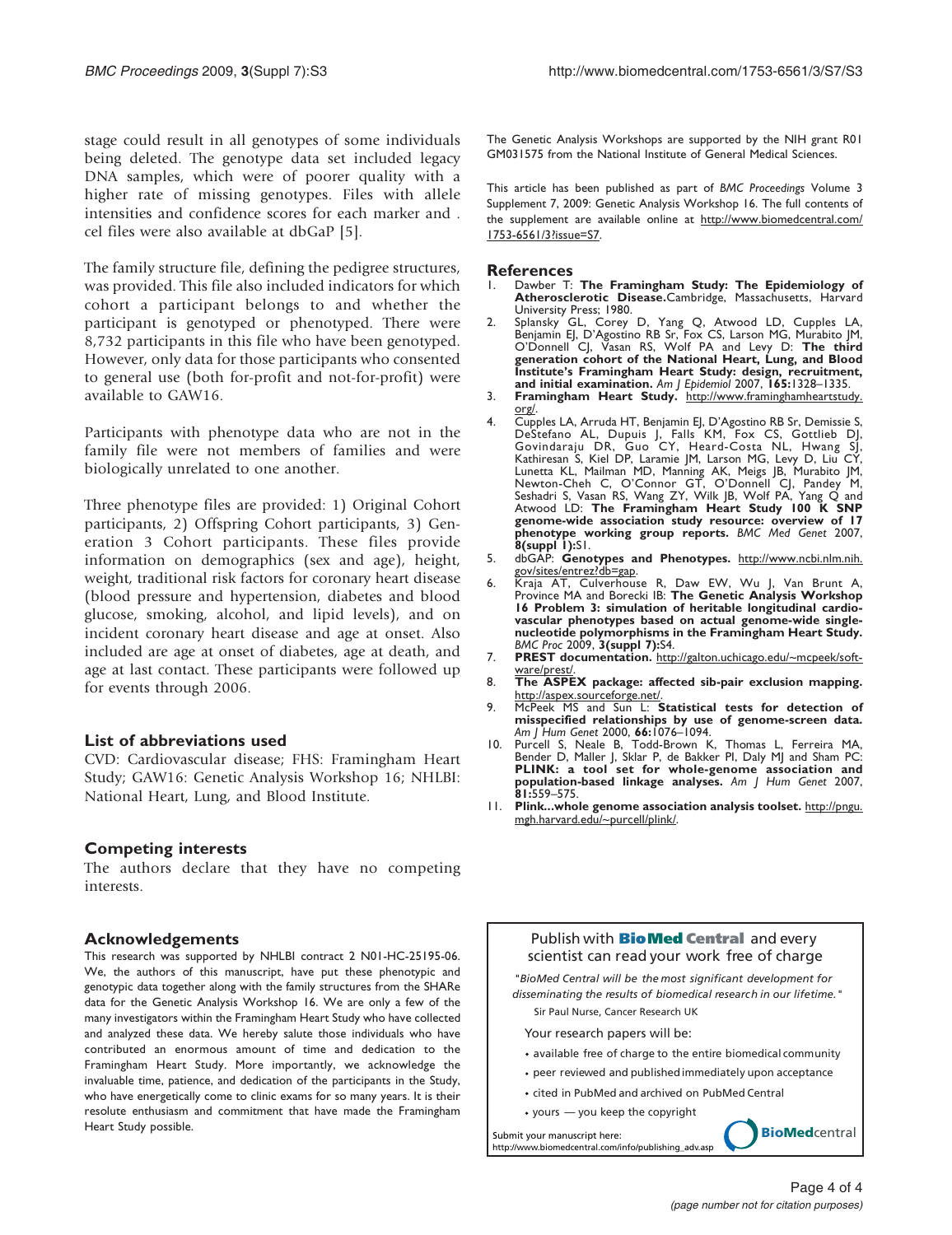stage could result in all genotypes of some individuals being deleted. The genotype data set included legacy DNA samples, which were of poorer quality with a higher rate of missing genotypes. Files with allele intensities and confidence scores for each marker and . cel files were also available at dbGaP [5].

The family structure file, defining the pedigree structures, was provided. This file also included indicators for which cohort a participant belongs to and whether the participant is genotyped or phenotyped. There were 8,732 participants in this file who have been genotyped. However, only data for those participants who consented to general use (both for-profit and not-for-profit) were available to GAW16.

Participants with phenotype data who are not in the family file were not members of families and were biologically unrelated to one another.

Three phenotype files are provided: 1) Original Cohort participants, 2) Offspring Cohort participants, 3) Generation 3 Cohort participants. These files provide information on demographics (sex and age), height, weight, traditional risk factors for coronary heart disease (blood pressure and hypertension, diabetes and blood glucose, smoking, alcohol, and lipid levels), and on incident coronary heart disease and age at onset. Also included are age at onset of diabetes, age at death, and age at last contact. These participants were followed up for events through 2006.

## List of abbreviations used

CVD: Cardiovascular disease; FHS: Framingham Heart Study; GAW16: Genetic Analysis Workshop 16; NHLBI: National Heart, Lung, and Blood Institute.

## Competing interests

The authors declare that they have no competing interests.

## Acknowledgements

This research was supported by NHLBI contract 2 N01-HC-25195-06. We, the authors of this manuscript, have put these phenotypic and genotypic data together along with the family structures from the SHARe data for the Genetic Analysis Workshop 16. We are only a few of the many investigators within the Framingham Heart Study who have collected and analyzed these data. We hereby salute those individuals who have contributed an enormous amount of time and dedication to the Framingham Heart Study. More importantly, we acknowledge the invaluable time, patience, and dedication of the participants in the Study, who have energetically come to clinic exams for so many years. It is their resolute enthusiasm and commitment that have made the Framingham Heart Study possible.

The Genetic Analysis Workshops are supported by the NIH grant R01 GM031575 from the National Institute of General Medical Sciences.

This article has been published as part of *BMC Proceedings* Volume 3 Supplement 7, 2009: Genetic Analysis Workshop 16. The full contents of the supplement are available online at http://www.biomedcentral.com/1753-6561/3?issue=S7.

## References

1. Dawber T: **The Framingham Study: The Epidemiology of Atherosclerotic Disease.** Cambridge, Massachusetts, Harvard University Press; 1980.
2. Splansky GL, Corey D, Yang Q, Atwood LD, Cupples LA, Benjamin EJ, D'Agostino RB Sr, Fox CS, Larson MG, Murabito JM, O'Donnell CJ, Vasan RS, Wolf PA and Levy D: **The third generation cohort of the National Heart, Lung, and Blood Institute's Framingham Heart Study: design, recruitment, and initial examination.** *Am J Epidemiol* 2007, **165:**1328–1335.
3. **Framingham Heart Study.** http://www.framinghamheartstudy.org/.
4. Cupples LA, Arruda HT, Benjamin EJ, D'Agostino RB Sr, Demissie S, DeStefano AL, Dupuis J, Falls KM, Fox CS, Gottlieb DJ, Govindaraju DR, Guo CY, Heard-Costa NL, Hwang SJ, Kathiresan S, Kiel DP, Laramie JM, Larson MG, Levy D, Liu CY, Lunetta KL, Mailman MD, Manning AK, Meigs JB, Murabito JM, Newton-Cheh C, O'Connor GT, O'Donnell CJ, Pandey M, Seshadri S, Vasan RS, Wang ZY, Wilk JB, Wolf PA, Yang Q and Atwood LD: **The Framingham Heart Study 100 K SNP genome-wide association study resource: overview of 17 phenotype working group reports.** *BMC Med Genet* 2007, **8(suppl 1):**S1.
5. dbGAP: **Genotypes and Phenotypes.** http://www.ncbi.nlm.nih.gov/sites/entrez?db=gap.
6. Kraja AT, Culverhouse R, Daw EW, Wu J, Van Brunt A, Province MA and Borecki IB: **The Genetic Analysis Workshop 16 Problem 3: simulation of heritable longitudinal cardiovascular phenotypes based on actual genome-wide single-nucleotide polymorphisms in the Framingham Heart Study.** *BMC Proc* 2009, **3(suppl 7):**S4.
7. **PREST documentation.** http://galton.uchicago.edu/~mcpeek/software/prest/.
8. **The ASPEX package: affected sib-pair exclusion mapping.** http://aspex.sourceforge.net/.
9. McPeek MS and Sun L: **Statistical tests for detection of misspecified relationships by use of genome-screen data.** *Am J Hum Genet* 2000, **66:**1076–1094.
10. Purcell S, Neale B, Todd-Brown K, Thomas L, Ferreira MA, Bender D, Maller J, Sklar P, de Bakker PI, Daly MJ and Sham PC: **PLINK: a tool set for whole-genome association and population-based linkage analyses.** *Am J Hum Genet* 2007, **81:**559–575.
11. **Plink...whole genome association analysis toolset.** http://pngu.mgh.harvard.edu/~purcell/plink/.

Publish with **BioMed Central** and every scientist can read your work free of charge

*"BioMed Central will be the most significant development for disseminating the results of biomedical research in our lifetime."*

Sir Paul Nurse, Cancer Research UK

Your research papers will be:

- available free of charge to the entire biomedical community
- peer reviewed and published immediately upon acceptance
- cited in PubMed and archived on PubMed Central
- yours — you keep the copyright

Submit your manuscript here:
http://www.biomedcentral.com/info/publishing_adv.asp

BioMedcentral